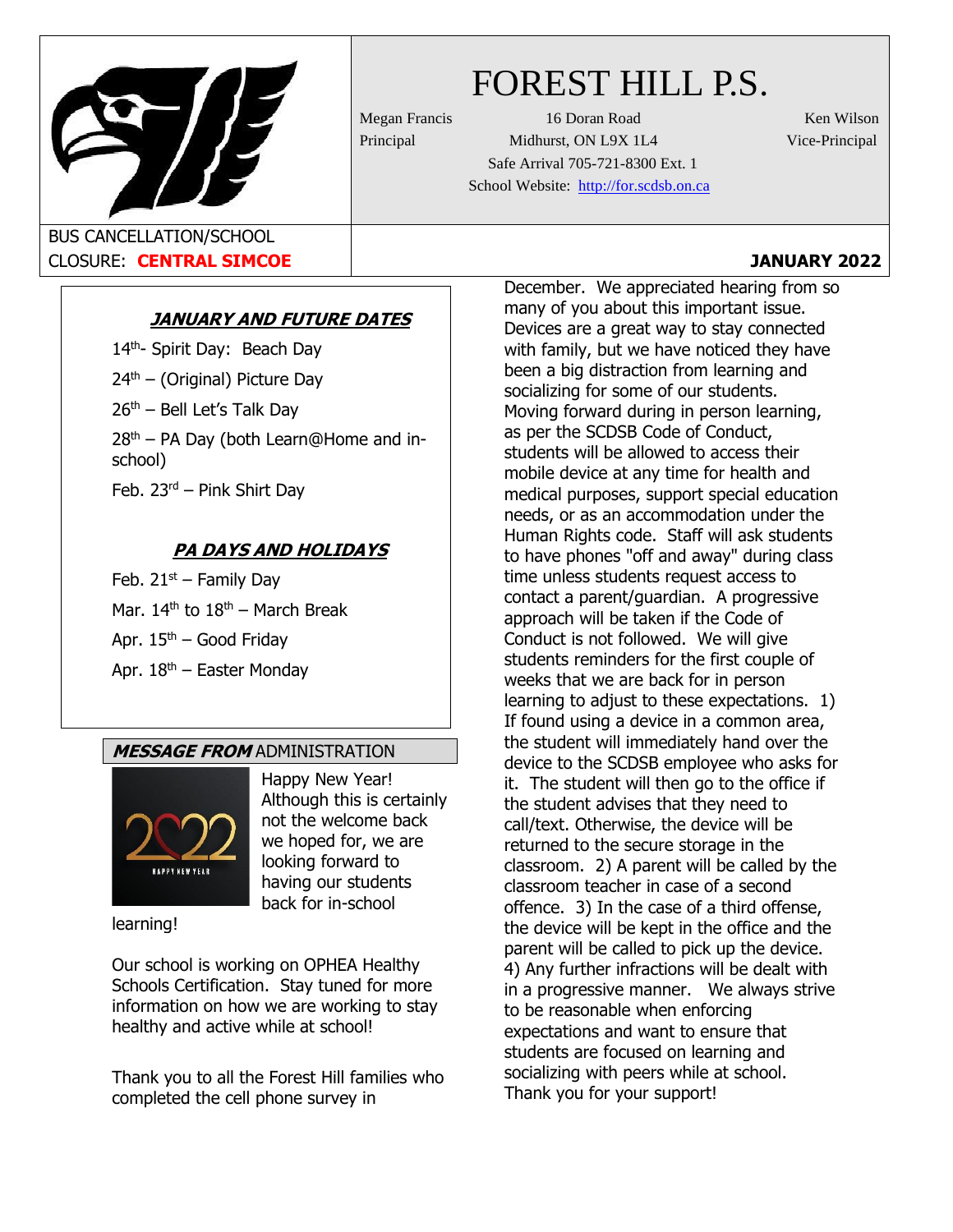# FOREST HILL P.S.

Megan Francis
Principal

16 Doran Road
Midhurst, ON L9X 1L4
Safe Arrival 705-721-8300 Ext. 1
School Website: http://for.scdsb.on.ca

Ken Wilson
Vice-Principal

BUS CANCELLATION/SCHOOL CLOSURE: **CENTRAL SIMCOE**

**JANUARY 2022**

### ***JANUARY AND FUTURE DATES***

14th- Spirit Day: Beach Day

24th – (Original) Picture Day

26th – Bell Let's Talk Day

28th – PA Day (both Learn@Home and in-school)

Feb. 23rd – Pink Shirt Day

### ***PA DAYS AND HOLIDAYS***

Feb. 21st – Family Day

Mar. 14th to 18th – March Break

Apr. 15th – Good Friday

Apr. 18th – Easter Monday

## ***MESSAGE FROM*** ADMINISTRATION

Happy New Year! Although this is certainly not the welcome back we hoped for, we are looking forward to having our students back for in-school learning!

Our school is working on OPHEA Healthy Schools Certification. Stay tuned for more information on how we are working to stay healthy and active while at school!

Thank you to all the Forest Hill families who completed the cell phone survey in December. We appreciated hearing from so many of you about this important issue. Devices are a great way to stay connected with family, but we have noticed they have been a big distraction from learning and socializing for some of our students. Moving forward during in person learning, as per the SCDSB Code of Conduct, students will be allowed to access their mobile device at any time for health and medical purposes, support special education needs, or as an accommodation under the Human Rights code. Staff will ask students to have phones "off and away" during class time unless students request access to contact a parent/guardian. A progressive approach will be taken if the Code of Conduct is not followed. We will give students reminders for the first couple of weeks that we are back for in person learning to adjust to these expectations. 1) If found using a device in a common area, the student will immediately hand over the device to the SCDSB employee who asks for it. The student will then go to the office if the student advises that they need to call/text. Otherwise, the device will be returned to the secure storage in the classroom. 2) A parent will be called by the classroom teacher in case of a second offence. 3) In the case of a third offense, the device will be kept in the office and the parent will be called to pick up the device. 4) Any further infractions will be dealt with in a progressive manner. We always strive to be reasonable when enforcing expectations and want to ensure that students are focused on learning and socializing with peers while at school. Thank you for your support!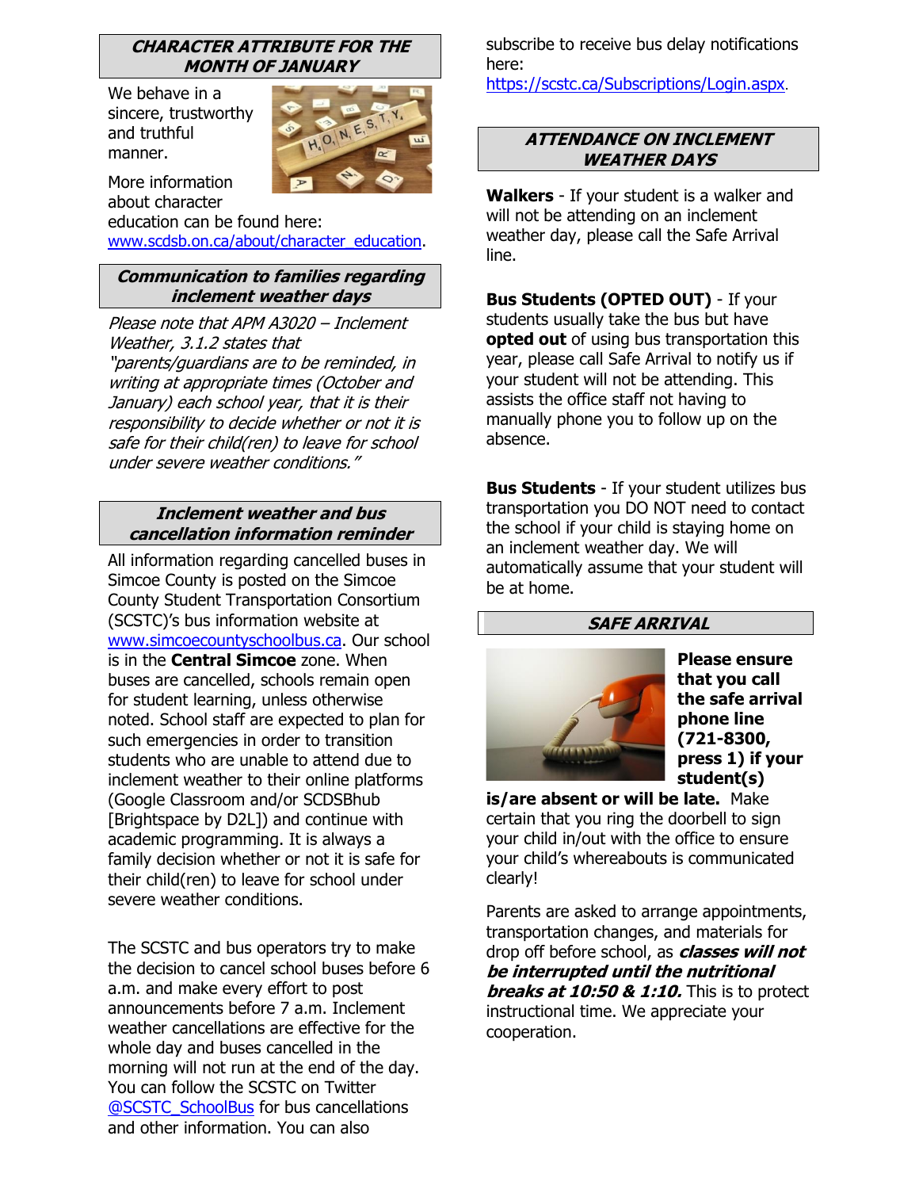## *CHARACTER ATTRIBUTE FOR THE MONTH OF JANUARY*

We behave in a sincere, trustworthy and truthful manner.

More information about character education can be found here: www.scdsb.on.ca/about/character_education.

## *Communication to families regarding inclement weather days*

*Please note that APM A3020 – Inclement Weather, 3.1.2 states that "parents/guardians are to be reminded, in writing at appropriate times (October and January) each school year, that it is their responsibility to decide whether or not it is safe for their child(ren) to leave for school under severe weather conditions."*

## *Inclement weather and bus cancellation information reminder*

All information regarding cancelled buses in Simcoe County is posted on the Simcoe County Student Transportation Consortium (SCSTC)'s bus information website at www.simcoecountyschoolbus.ca. Our school is in the **Central Simcoe** zone. When buses are cancelled, schools remain open for student learning, unless otherwise noted. School staff are expected to plan for such emergencies in order to transition students who are unable to attend due to inclement weather to their online platforms (Google Classroom and/or SCDSBhub [Brightspace by D2L]) and continue with academic programming. It is always a family decision whether or not it is safe for their child(ren) to leave for school under severe weather conditions.

The SCSTC and bus operators try to make the decision to cancel school buses before 6 a.m. and make every effort to post announcements before 7 a.m. Inclement weather cancellations are effective for the whole day and buses cancelled in the morning will not run at the end of the day. You can follow the SCSTC on Twitter @SCSTC_SchoolBus for bus cancellations and other information. You can also subscribe to receive bus delay notifications here: https://scstc.ca/Subscriptions/Login.aspx.

## *ATTENDANCE ON INCLEMENT WEATHER DAYS*

**Walkers** - If your student is a walker and will not be attending on an inclement weather day, please call the Safe Arrival line.

**Bus Students (OPTED OUT)** - If your students usually take the bus but have **opted out** of using bus transportation this year, please call Safe Arrival to notify us if your student will not be attending. This assists the office staff not having to manually phone you to follow up on the absence.

**Bus Students** - If your student utilizes bus transportation you DO NOT need to contact the school if your child is staying home on an inclement weather day. We will automatically assume that your student will be at home.

## *SAFE ARRIVAL*

**Please ensure that you call the safe arrival phone line (721-8300, press 1) if your student(s) is/are absent or will be late.** Make certain that you ring the doorbell to sign your child in/out with the office to ensure your child's whereabouts is communicated clearly!

Parents are asked to arrange appointments, transportation changes, and materials for drop off before school, as ***classes will not be interrupted until the nutritional breaks at 10:50 & 1:10.*** This is to protect instructional time. We appreciate your cooperation.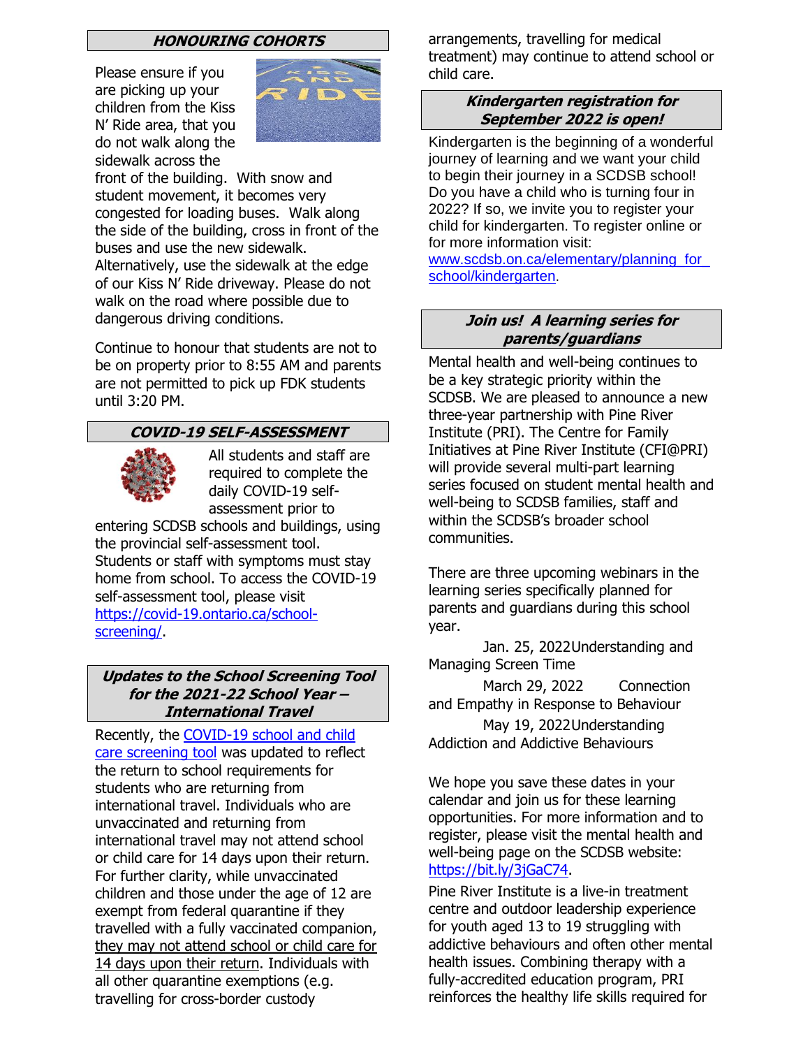## HONOURING COHORTS

Please ensure if you are picking up your children from the Kiss N' Ride area, that you do not walk along the sidewalk across the front of the building. With snow and student movement, it becomes very congested for loading buses. Walk along the side of the building, cross in front of the buses and use the new sidewalk. Alternatively, use the sidewalk at the edge of our Kiss N' Ride driveway. Please do not walk on the road where possible due to dangerous driving conditions.

Continue to honour that students are not to be on property prior to 8:55 AM and parents are not permitted to pick up FDK students until 3:20 PM.

## COVID-19 SELF-ASSESSMENT

All students and staff are required to complete the daily COVID-19 self-assessment prior to entering SCDSB schools and buildings, using the provincial self-assessment tool. Students or staff with symptoms must stay home from school. To access the COVID-19 self-assessment tool, please visit https://covid-19.ontario.ca/school-screening/.

## Updates to the School Screening Tool for the 2021-22 School Year – International Travel

Recently, the COVID-19 school and child care screening tool was updated to reflect the return to school requirements for students who are returning from international travel. Individuals who are unvaccinated and returning from international travel may not attend school or child care for 14 days upon their return. For further clarity, while unvaccinated children and those under the age of 12 are exempt from federal quarantine if they travelled with a fully vaccinated companion, they may not attend school or child care for 14 days upon their return. Individuals with all other quarantine exemptions (e.g. travelling for cross-border custody arrangements, travelling for medical treatment) may continue to attend school or child care.

## Kindergarten registration for September 2022 is open!

Kindergarten is the beginning of a wonderful journey of learning and we want your child to begin their journey in a SCDSB school! Do you have a child who is turning four in 2022? If so, we invite you to register your child for kindergarten. To register online or for more information visit: www.scdsb.on.ca/elementary/planning_for_school/kindergarten.

## Join us! A learning series for parents/guardians

Mental health and well-being continues to be a key strategic priority within the SCDSB. We are pleased to announce a new three-year partnership with Pine River Institute (PRI). The Centre for Family Initiatives at Pine River Institute (CFI@PRI) will provide several multi-part learning series focused on student mental health and well-being to SCDSB families, staff and within the SCDSB's broader school communities.

There are three upcoming webinars in the learning series specifically planned for parents and guardians during this school year.

- Jan. 25, 2022 Understanding and Managing Screen Time
- March 29, 2022 Connection and Empathy in Response to Behaviour
- May 19, 2022 Understanding Addiction and Addictive Behaviours

We hope you save these dates in your calendar and join us for these learning opportunities. For more information and to register, please visit the mental health and well-being page on the SCDSB website: https://bit.ly/3jGaC74.

Pine River Institute is a live-in treatment centre and outdoor leadership experience for youth aged 13 to 19 struggling with addictive behaviours and often other mental health issues. Combining therapy with a fully-accredited education program, PRI reinforces the healthy life skills required for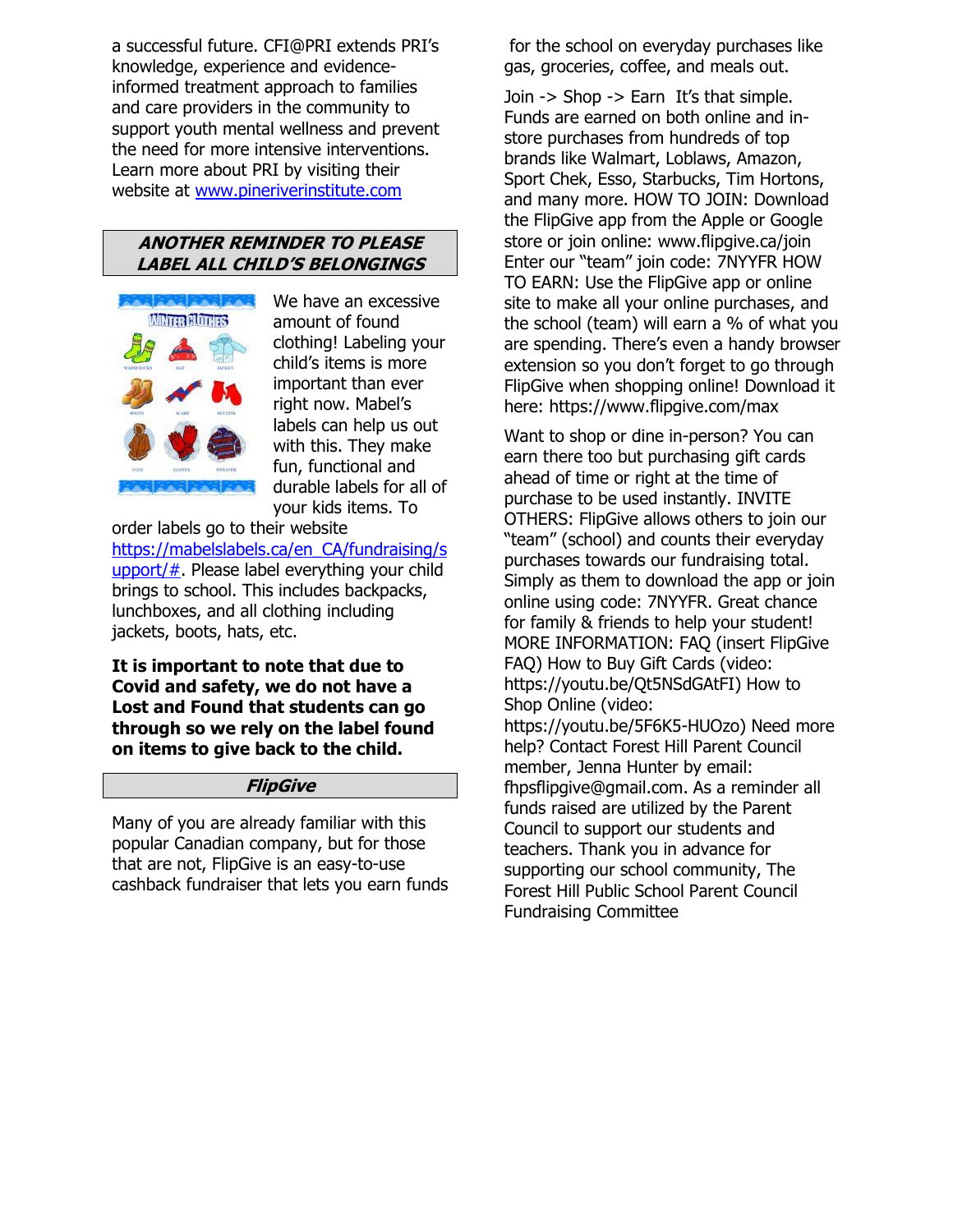a successful future. CFI@PRI extends PRI's knowledge, experience and evidence-informed treatment approach to families and care providers in the community to support youth mental wellness and prevent the need for more intensive interventions. Learn more about PRI by visiting their website at [www.pineriverinstitute.com](www.pineriverinstitute.com)

## ***ANOTHER REMINDER TO PLEASE LABEL ALL CHILD'S BELONGINGS***

We have an excessive amount of found clothing! Labeling your child's items is more important than ever right now. Mabel's labels can help us out with this. They make fun, functional and durable labels for all of your kids items. To order labels go to their website [https://mabelslabels.ca/en_CA/fundraising/support/#](https://mabelslabels.ca/en_CA/fundraising/support/#). Please label everything your child brings to school. This includes backpacks, lunchboxes, and all clothing including jackets, boots, hats, etc.

**It is important to note that due to Covid and safety, we do not have a Lost and Found that students can go through so we rely on the label found on items to give back to the child.**

## ***FlipGive***

Many of you are already familiar with this popular Canadian company, but for those that are not, FlipGive is an easy-to-use cashback fundraiser that lets you earn funds for the school on everyday purchases like gas, groceries, coffee, and meals out.

Join -> Shop -> Earn It's that simple. Funds are earned on both online and in-store purchases from hundreds of top brands like Walmart, Loblaws, Amazon, Sport Chek, Esso, Starbucks, Tim Hortons, and many more. HOW TO JOIN: Download the FlipGive app from the Apple or Google store or join online: www.flipgive.ca/join Enter our "team" join code: 7NYYFR HOW TO EARN: Use the FlipGive app or online site to make all your online purchases, and the school (team) will earn a % of what you are spending. There's even a handy browser extension so you don't forget to go through FlipGive when shopping online! Download it here: https://www.flipgive.com/max

Want to shop or dine in-person? You can earn there too but purchasing gift cards ahead of time or right at the time of purchase to be used instantly. INVITE OTHERS: FlipGive allows others to join our "team" (school) and counts their everyday purchases towards our fundraising total. Simply as them to download the app or join online using code: 7NYYFR. Great chance for family & friends to help your student! MORE INFORMATION: FAQ (insert FlipGive FAQ) How to Buy Gift Cards (video: https://youtu.be/Qt5NSdGAtFI) How to Shop Online (video: https://youtu.be/5F6K5-HUOzo) Need more help? Contact Forest Hill Parent Council member, Jenna Hunter by email: fhpsflipgive@gmail.com. As a reminder all funds raised are utilized by the Parent Council to support our students and teachers. Thank you in advance for supporting our school community, The Forest Hill Public School Parent Council Fundraising Committee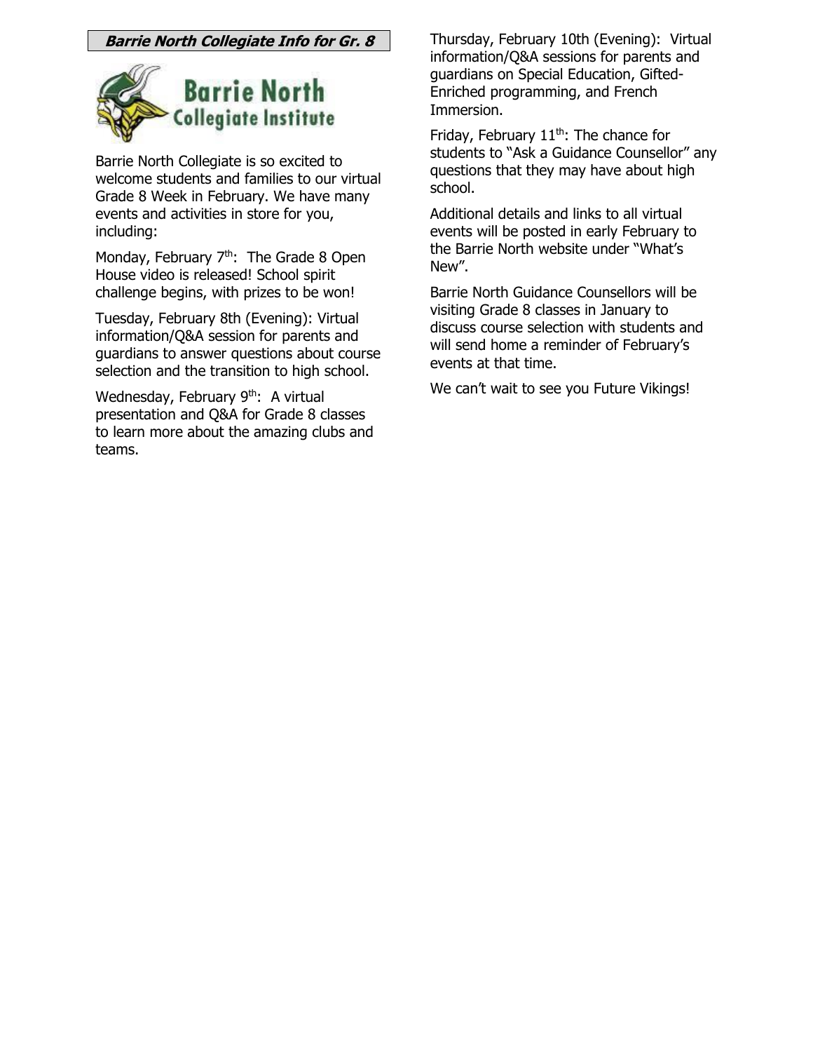***Barrie North Collegiate Info for Gr. 8***

Barrie North Collegiate Institute

Barrie North Collegiate is so excited to welcome students and families to our virtual Grade 8 Week in February. We have many events and activities in store for you, including:

Monday, February 7th: The Grade 8 Open House video is released! School spirit challenge begins, with prizes to be won!

Tuesday, February 8th (Evening): Virtual information/Q&A session for parents and guardians to answer questions about course selection and the transition to high school.

Wednesday, February 9th: A virtual presentation and Q&A for Grade 8 classes to learn more about the amazing clubs and teams.

Thursday, February 10th (Evening): Virtual information/Q&A sessions for parents and guardians on Special Education, Gifted-Enriched programming, and French Immersion.

Friday, February 11th: The chance for students to "Ask a Guidance Counsellor" any questions that they may have about high school.

Additional details and links to all virtual events will be posted in early February to the Barrie North website under "What's New".

Barrie North Guidance Counsellors will be visiting Grade 8 classes in January to discuss course selection with students and will send home a reminder of February's events at that time.

We can't wait to see you Future Vikings!